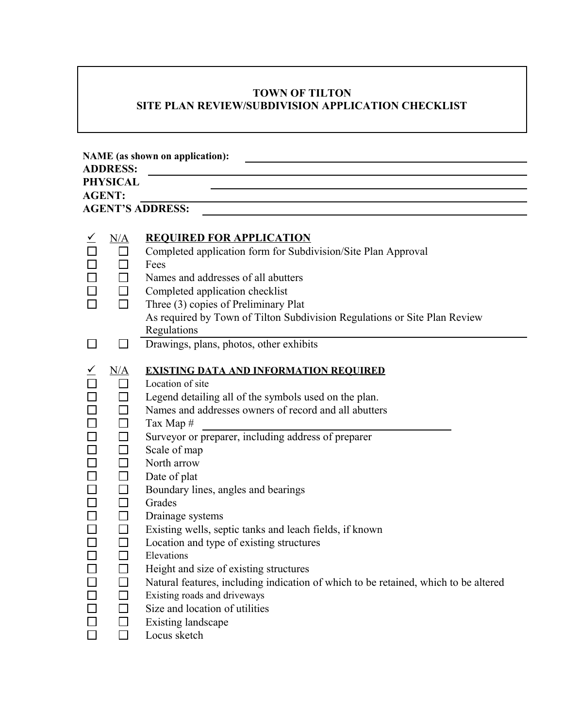# TOWN OF TILTON
## SITE PLAN REVIEW/SUBDIVISION APPLICATION CHECKLIST

**NAME (as shown on application):** ____________________
**ADDRESS:** ____________________
**PHYSICAL** ____________________
**AGENT:** ____________________
**AGENT'S ADDRESS:** ____________________

| ✓ | N/A | **REQUIRED FOR APPLICATION** |
|---|---|---|
| ☐ | ☐ | Completed application form for Subdivision/Site Plan Approval |
| ☐ | ☐ | Fees |
| ☐ | ☐ | Names and addresses of all abutters |
| ☐ | ☐ | Completed application checklist |
| ☐ | ☐ | Three (3) copies of Preliminary Plat As required by Town of Tilton Subdivision Regulations or Site Plan Review Regulations |
| ☐ | ☐ | Drawings, plans, photos, other exhibits |

| ✓ | N/A | **EXISTING DATA AND INFORMATION REQUIRED** |
|---|---|---|
| ☐ | ☐ | Location of site |
| ☐ | ☐ | Legend detailing all of the symbols used on the plan. |
| ☐ | ☐ | Names and addresses owners of record and all abutters |
| ☐ | ☐ | Tax Map # ____________________ |
| ☐ | ☐ | Surveyor or preparer, including address of preparer |
| ☐ | ☐ | Scale of map |
| ☐ | ☐ | North arrow |
| ☐ | ☐ | Date of plat |
| ☐ | ☐ | Boundary lines, angles and bearings |
| ☐ | ☐ | Grades |
| ☐ | ☐ | Drainage systems |
| ☐ | ☐ | Existing wells, septic tanks and leach fields, if known |
| ☐ | ☐ | Location and type of existing structures |
| ☐ | ☐ | Elevations |
| ☐ | ☐ | Height and size of existing structures |
| ☐ | ☐ | Natural features, including indication of which to be retained, which to be altered |
| ☐ | ☐ | Existing roads and driveways |
| ☐ | ☐ | Size and location of utilities |
| ☐ | ☐ | Existing landscape |
| ☐ | ☐ | Locus sketch |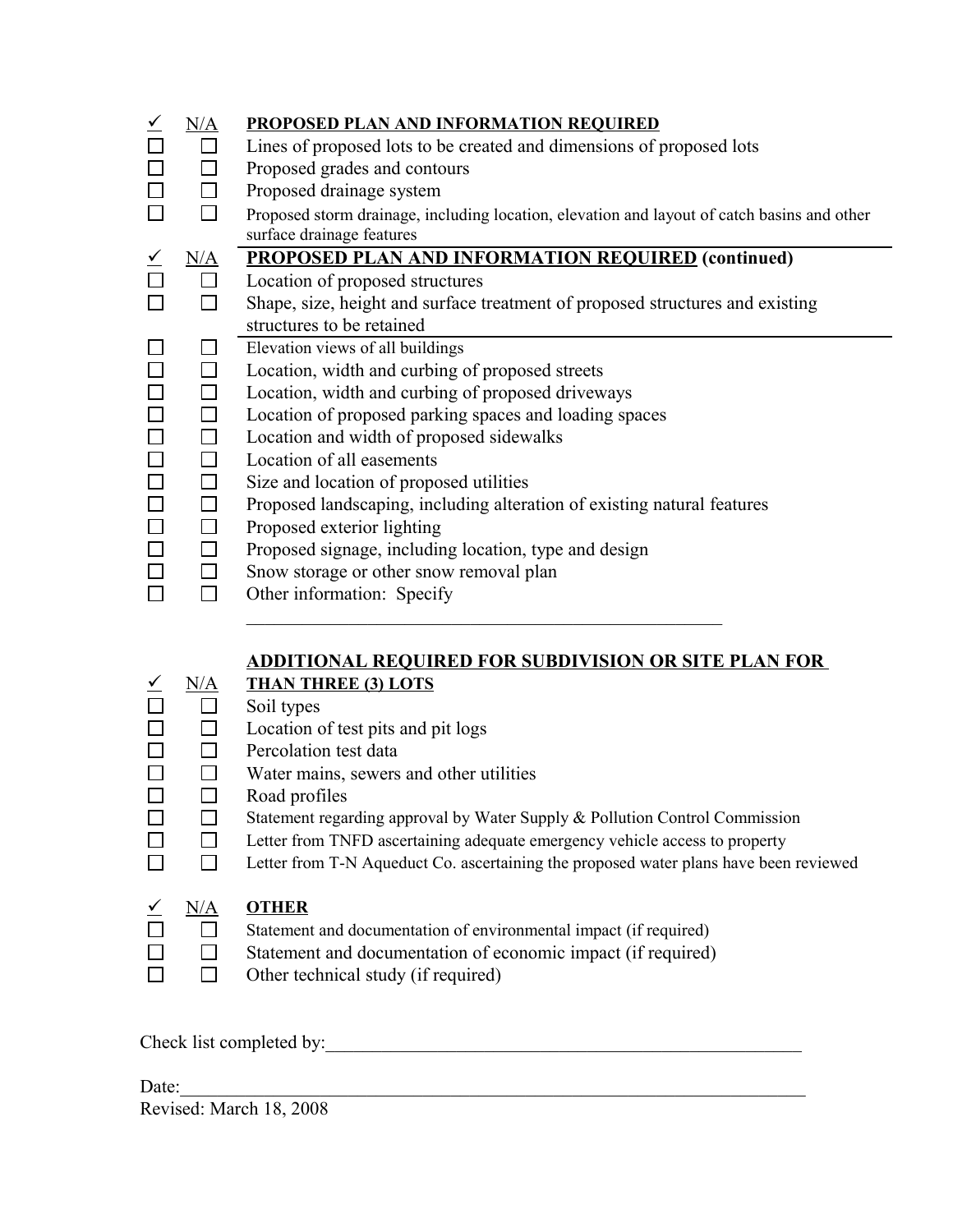| ✓ | N/A | **PROPOSED PLAN AND INFORMATION REQUIRED** |
|---|---|---|
| ☐ | ☐ | Lines of proposed lots to be created and dimensions of proposed lots |
| ☐ | ☐ | Proposed grades and contours |
| ☐ | ☐ | Proposed drainage system |
| ☐ | ☐ | Proposed storm drainage, including location, elevation and layout of catch basins and other surface drainage features |

| ✓ | N/A | **PROPOSED PLAN AND INFORMATION REQUIRED (continued)** |
|---|---|---|
| ☐ | ☐ | Location of proposed structures |
| ☐ | ☐ | Shape, size, height and surface treatment of proposed structures and existing structures to be retained |
| ☐ | ☐ | Elevation views of all buildings |
| ☐ | ☐ | Location, width and curbing of proposed streets |
| ☐ | ☐ | Location, width and curbing of proposed driveways |
| ☐ | ☐ | Location of proposed parking spaces and loading spaces |
| ☐ | ☐ | Location and width of proposed sidewalks |
| ☐ | ☐ | Location of all easements |
| ☐ | ☐ | Size and location of proposed utilities |
| ☐ | ☐ | Proposed landscaping, including alteration of existing natural features |
| ☐ | ☐ | Proposed exterior lighting |
| ☐ | ☐ | Proposed signage, including location, type and design |
| ☐ | ☐ | Snow storage or other snow removal plan |
| ☐ | ☐ | Other information: Specify ______________________________ |

| ✓ | N/A | **ADDITIONAL REQUIRED FOR SUBDIVISION OR SITE PLAN FOR THAN THREE (3) LOTS** |
|---|---|---|
| ☐ | ☐ | Soil types |
| ☐ | ☐ | Location of test pits and pit logs |
| ☐ | ☐ | Percolation test data |
| ☐ | ☐ | Water mains, sewers and other utilities |
| ☐ | ☐ | Road profiles |
| ☐ | ☐ | Statement regarding approval by Water Supply & Pollution Control Commission |
| ☐ | ☐ | Letter from TNFD ascertaining adequate emergency vehicle access to property |
| ☐ | ☐ | Letter from T-N Aqueduct Co. ascertaining the proposed water plans have been reviewed |

| ✓ | N/A | **OTHER** |
|---|---|---|
| ☐ | ☐ | Statement and documentation of environmental impact (if required) |
| ☐ | ☐ | Statement and documentation of economic impact (if required) |
| ☐ | ☐ | Other technical study (if required) |

Check list completed by:______________________________

Date:______________________________

Revised: March 18, 2008